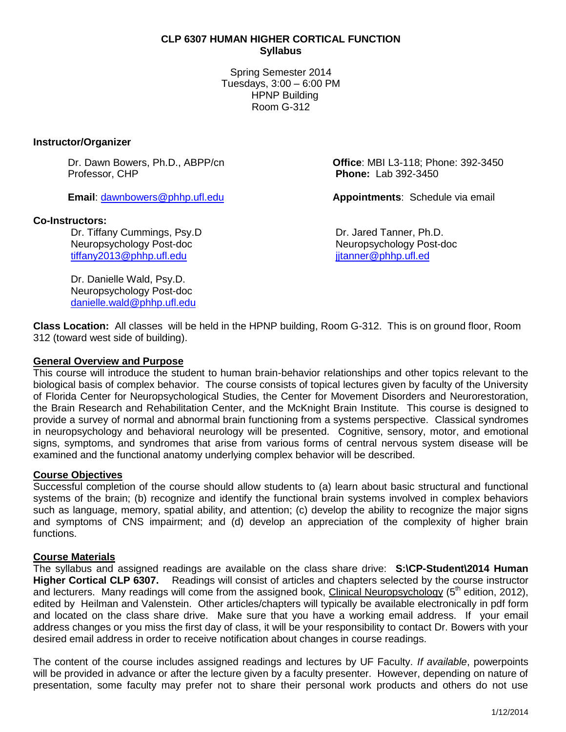# CLP 6307 HUMAN HIGHER CORTICAL FUNCTION
## Syllabus

Spring Semester 2014
Tuesdays, 3:00 – 6:00 PM
HPNP Building
Room G-312

### Instructor/Organizer

Dr. Dawn Bowers, Ph.D., ABPP/cn
Professor, CHP

**Email**: dawnbowers@phhp.ufl.edu

**Office**: MBI L3-118; Phone: 392-3450
**Phone:** Lab 392-3450

**Appointments**: Schedule via email

### Co-Instructors:

Dr. Tiffany Cummings, Psy.D
Neuropsychology Post-doc
tiffany2013@phhp.ufl.edu

Dr. Jared Tanner, Ph.D.
Neuropsychology Post-doc
jjtanner@phhp.ufl.ed

Dr. Danielle Wald, Psy.D.
Neuropsychology Post-doc
danielle.wald@phhp.ufl.edu

**Class Location:** All classes will be held in the HPNP building, Room G-312. This is on ground floor, Room 312 (toward west side of building).

### General Overview and Purpose

This course will introduce the student to human brain-behavior relationships and other topics relevant to the biological basis of complex behavior. The course consists of topical lectures given by faculty of the University of Florida Center for Neuropsychological Studies, the Center for Movement Disorders and Neurorestoration, the Brain Research and Rehabilitation Center, and the McKnight Brain Institute. This course is designed to provide a survey of normal and abnormal brain functioning from a systems perspective. Classical syndromes in neuropsychology and behavioral neurology will be presented. Cognitive, sensory, motor, and emotional signs, symptoms, and syndromes that arise from various forms of central nervous system disease will be examined and the functional anatomy underlying complex behavior will be described.

### Course Objectives

Successful completion of the course should allow students to (a) learn about basic structural and functional systems of the brain; (b) recognize and identify the functional brain systems involved in complex behaviors such as language, memory, spatial ability, and attention; (c) develop the ability to recognize the major signs and symptoms of CNS impairment; and (d) develop an appreciation of the complexity of higher brain functions.

### Course Materials

The syllabus and assigned readings are available on the class share drive: **S:\CP-Student\2014 Human Higher Cortical CLP 6307.** Readings will consist of articles and chapters selected by the course instructor and lecturers. Many readings will come from the assigned book, Clinical Neuropsychology (5th edition, 2012), edited by Heilman and Valenstein. Other articles/chapters will typically be available electronically in pdf form and located on the class share drive. Make sure that you have a working email address. If your email address changes or you miss the first day of class, it will be your responsibility to contact Dr. Bowers with your desired email address in order to receive notification about changes in course readings.

The content of the course includes assigned readings and lectures by UF Faculty. *If available*, powerpoints will be provided in advance or after the lecture given by a faculty presenter. However, depending on nature of presentation, some faculty may prefer not to share their personal work products and others do not use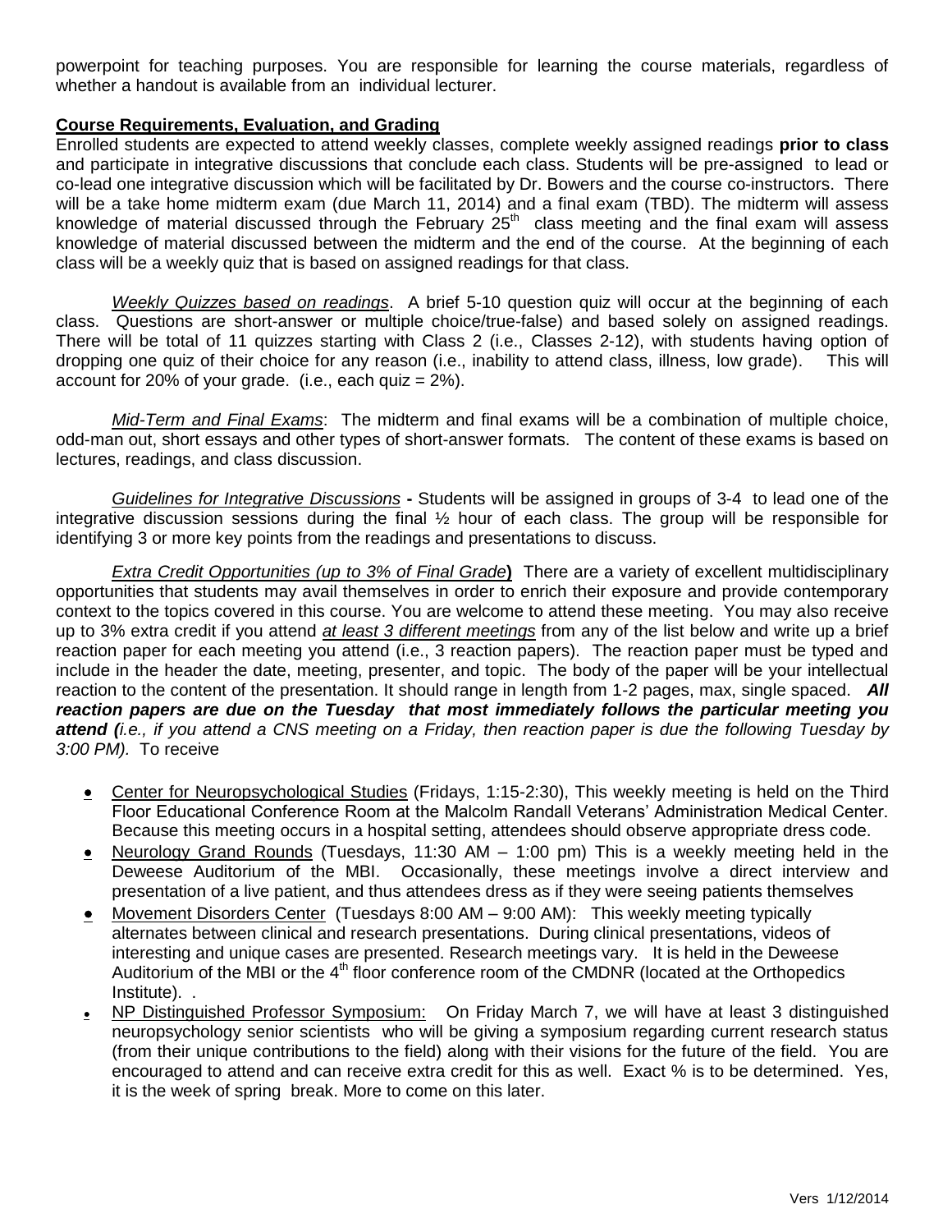powerpoint for teaching purposes. You are responsible for learning the course materials, regardless of whether a handout is available from an individual lecturer.

**Course Requirements, Evaluation, and Grading**

Enrolled students are expected to attend weekly classes, complete weekly assigned readings **prior to class** and participate in integrative discussions that conclude each class. Students will be pre-assigned to lead or co-lead one integrative discussion which will be facilitated by Dr. Bowers and the course co-instructors. There will be a take home midterm exam (due March 11, 2014) and a final exam (TBD). The midterm will assess knowledge of material discussed through the February 25th class meeting and the final exam will assess knowledge of material discussed between the midterm and the end of the course. At the beginning of each class will be a weekly quiz that is based on assigned readings for that class.

*Weekly Quizzes based on readings*. A brief 5-10 question quiz will occur at the beginning of each class. Questions are short-answer or multiple choice/true-false) and based solely on assigned readings. There will be total of 11 quizzes starting with Class 2 (i.e., Classes 2-12), with students having option of dropping one quiz of their choice for any reason (i.e., inability to attend class, illness, low grade). This will account for 20% of your grade. (i.e., each quiz = 2%).

*Mid-Term and Final Exams*: The midterm and final exams will be a combination of multiple choice, odd-man out, short essays and other types of short-answer formats. The content of these exams is based on lectures, readings, and class discussion.

*Guidelines for Integrative Discussions* **-** Students will be assigned in groups of 3-4 to lead one of the integrative discussion sessions during the final ½ hour of each class. The group will be responsible for identifying 3 or more key points from the readings and presentations to discuss.

*Extra Credit Opportunities (up to 3% of Final Grade***)** There are a variety of excellent multidisciplinary opportunities that students may avail themselves in order to enrich their exposure and provide contemporary context to the topics covered in this course. You are welcome to attend these meeting. You may also receive up to 3% extra credit if you attend *at least 3 different meetings* from any of the list below and write up a brief reaction paper for each meeting you attend (i.e., 3 reaction papers). The reaction paper must be typed and include in the header the date, meeting, presenter, and topic. The body of the paper will be your intellectual reaction to the content of the presentation. It should range in length from 1-2 pages, max, single spaced. ***All reaction papers are due on the Tuesday that most immediately follows the particular meeting you attend (****i.e., if you attend a CNS meeting on a Friday, then reaction paper is due the following Tuesday by 3:00 PM).* To receive

- Center for Neuropsychological Studies (Fridays, 1:15-2:30), This weekly meeting is held on the Third Floor Educational Conference Room at the Malcolm Randall Veterans' Administration Medical Center. Because this meeting occurs in a hospital setting, attendees should observe appropriate dress code.
- Neurology Grand Rounds (Tuesdays, 11:30 AM – 1:00 pm) This is a weekly meeting held in the Deweese Auditorium of the MBI. Occasionally, these meetings involve a direct interview and presentation of a live patient, and thus attendees dress as if they were seeing patients themselves
- Movement Disorders Center (Tuesdays 8:00 AM – 9:00 AM): This weekly meeting typically alternates between clinical and research presentations. During clinical presentations, videos of interesting and unique cases are presented. Research meetings vary. It is held in the Deweese Auditorium of the MBI or the 4th floor conference room of the CMDNR (located at the Orthopedics Institute). .
- NP Distinguished Professor Symposium: On Friday March 7, we will have at least 3 distinguished neuropsychology senior scientists who will be giving a symposium regarding current research status (from their unique contributions to the field) along with their visions for the future of the field. You are encouraged to attend and can receive extra credit for this as well. Exact % is to be determined. Yes, it is the week of spring break. More to come on this later.

Vers 1/12/2014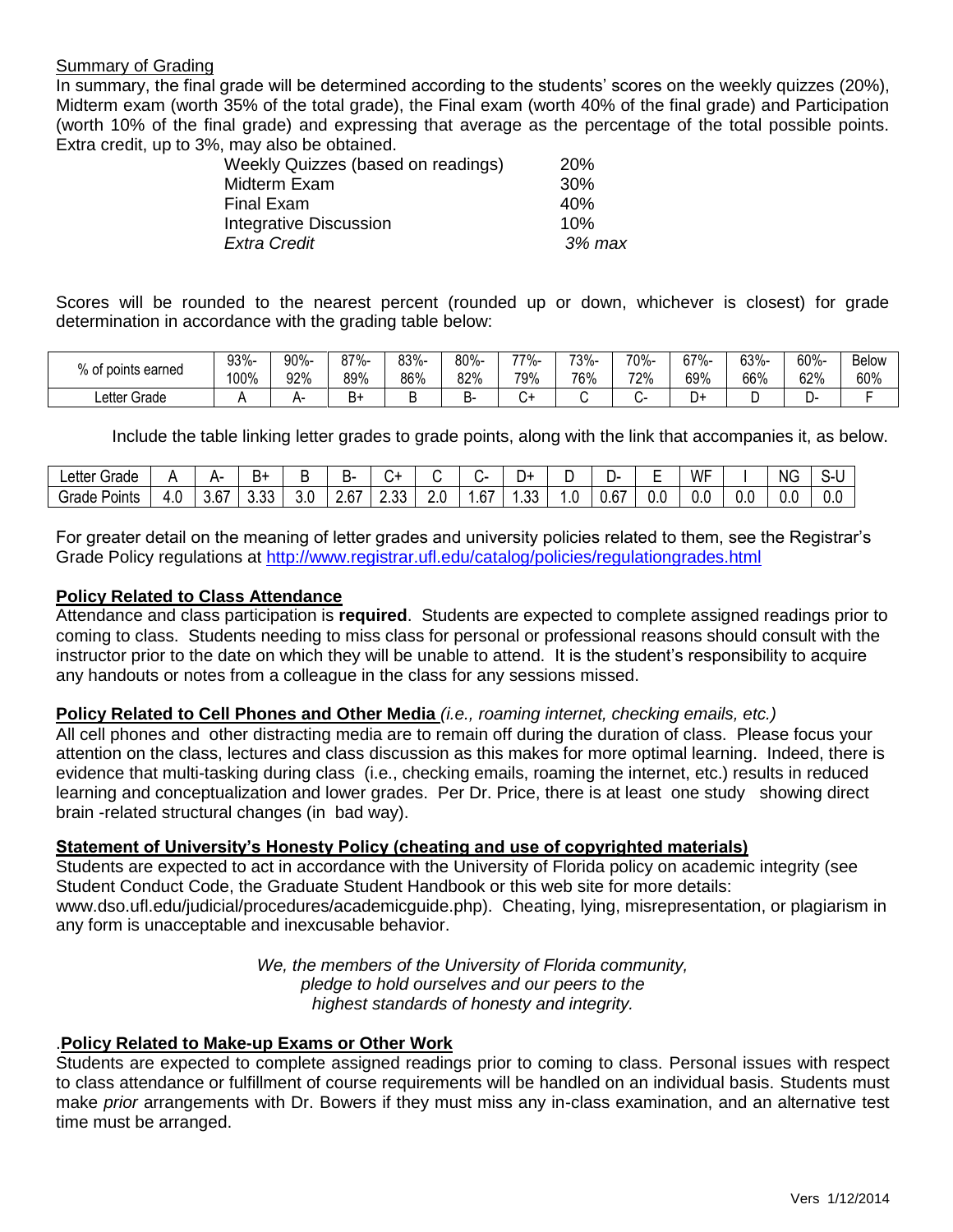Summary of Grading

In summary, the final grade will be determined according to the students' scores on the weekly quizzes (20%), Midterm exam (worth 35% of the total grade), the Final exam (worth 40% of the final grade) and Participation (worth 10% of the final grade) and expressing that average as the percentage of the total possible points. Extra credit, up to 3%, may also be obtained.

| | |
|---|---|
| Weekly Quizzes (based on readings) | 20% |
| Midterm Exam | 30% |
| Final Exam | 40% |
| Integrative Discussion | 10% |
| *Extra Credit* | *3% max* |

Scores will be rounded to the nearest percent (rounded up or down, whichever is closest) for grade determination in accordance with the grading table below:

| % of points earned | 93%-100% | 90%-92% | 87%-89% | 83%-86% | 80%-82% | 77%-79% | 73%-76% | 70%-72% | 67%-69% | 63%-66% | 60%-62% | Below 60% |
|---|---|---|---|---|---|---|---|---|---|---|---|---|
| Letter Grade | A | A- | B+ | B | B- | C+ | C | C- | D+ | D | D- | F |

Include the table linking letter grades to grade points, along with the link that accompanies it, as below.

| Letter Grade | A | A- | B+ | B | B- | C+ | C | C- | D+ | D | D- | E | WF | I | NG | S-U |
|---|---|---|---|---|---|---|---|---|---|---|---|---|---|---|---|---|
| Grade Points | 4.0 | 3.67 | 3.33 | 3.0 | 2.67 | 2.33 | 2.0 | 1.67 | 1.33 | 1.0 | 0.67 | 0.0 | 0.0 | 0.0 | 0.0 | 0.0 |

For greater detail on the meaning of letter grades and university policies related to them, see the Registrar's Grade Policy regulations at http://www.registrar.ufl.edu/catalog/policies/regulationgrades.html

**Policy Related to Class Attendance**

Attendance and class participation is **required**. Students are expected to complete assigned readings prior to coming to class. Students needing to miss class for personal or professional reasons should consult with the instructor prior to the date on which they will be unable to attend. It is the student's responsibility to acquire any handouts or notes from a colleague in the class for any sessions missed.

**Policy Related to Cell Phones and Other Media** *(i.e., roaming internet, checking emails, etc.)*

All cell phones and other distracting media are to remain off during the duration of class. Please focus your attention on the class, lectures and class discussion as this makes for more optimal learning. Indeed, there is evidence that multi-tasking during class (i.e., checking emails, roaming the internet, etc.) results in reduced learning and conceptualization and lower grades. Per Dr. Price, there is at least one study showing direct brain -related structural changes (in bad way).

**Statement of University's Honesty Policy (cheating and use of copyrighted materials)**

Students are expected to act in accordance with the University of Florida policy on academic integrity (see Student Conduct Code, the Graduate Student Handbook or this web site for more details: www.dso.ufl.edu/judicial/procedures/academicguide.php). Cheating, lying, misrepresentation, or plagiarism in any form is unacceptable and inexcusable behavior.

*We, the members of the University of Florida community,*
*pledge to hold ourselves and our peers to the*
*highest standards of honesty and integrity.*

.**Policy Related to Make-up Exams or Other Work**

Students are expected to complete assigned readings prior to coming to class. Personal issues with respect to class attendance or fulfillment of course requirements will be handled on an individual basis. Students must make *prior* arrangements with Dr. Bowers if they must miss any in-class examination, and an alternative test time must be arranged.

Vers 1/12/2014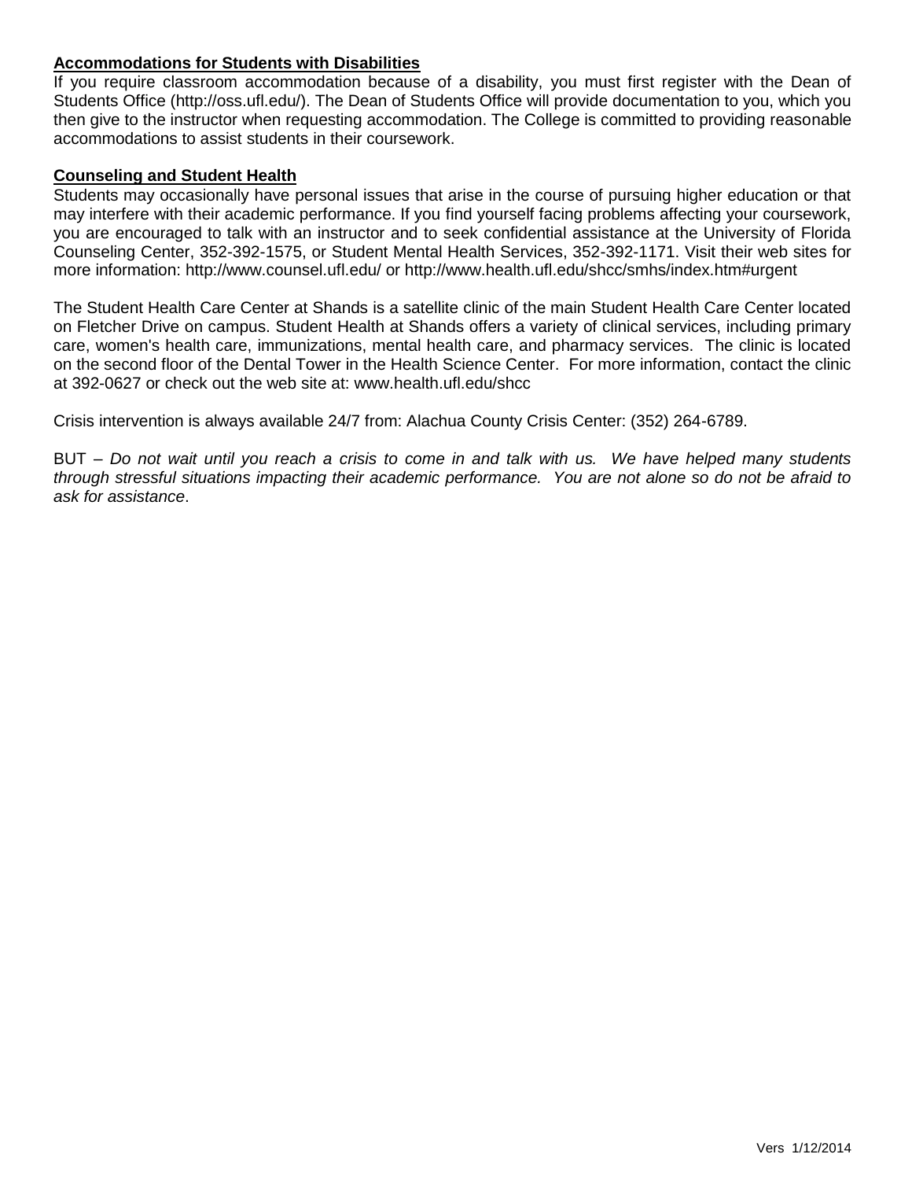**Accommodations for Students with Disabilities**

If you require classroom accommodation because of a disability, you must first register with the Dean of Students Office (http://oss.ufl.edu/). The Dean of Students Office will provide documentation to you, which you then give to the instructor when requesting accommodation. The College is committed to providing reasonable accommodations to assist students in their coursework.

**Counseling and Student Health**

Students may occasionally have personal issues that arise in the course of pursuing higher education or that may interfere with their academic performance. If you find yourself facing problems affecting your coursework, you are encouraged to talk with an instructor and to seek confidential assistance at the University of Florida Counseling Center, 352-392-1575, or Student Mental Health Services, 352-392-1171. Visit their web sites for more information: http://www.counsel.ufl.edu/ or http://www.health.ufl.edu/shcc/smhs/index.htm#urgent

The Student Health Care Center at Shands is a satellite clinic of the main Student Health Care Center located on Fletcher Drive on campus. Student Health at Shands offers a variety of clinical services, including primary care, women's health care, immunizations, mental health care, and pharmacy services. The clinic is located on the second floor of the Dental Tower in the Health Science Center. For more information, contact the clinic at 392-0627 or check out the web site at: www.health.ufl.edu/shcc

Crisis intervention is always available 24/7 from: Alachua County Crisis Center: (352) 264-6789.

BUT – *Do not wait until you reach a crisis to come in and talk with us. We have helped many students through stressful situations impacting their academic performance. You are not alone so do not be afraid to ask for assistance*.

Vers 1/12/2014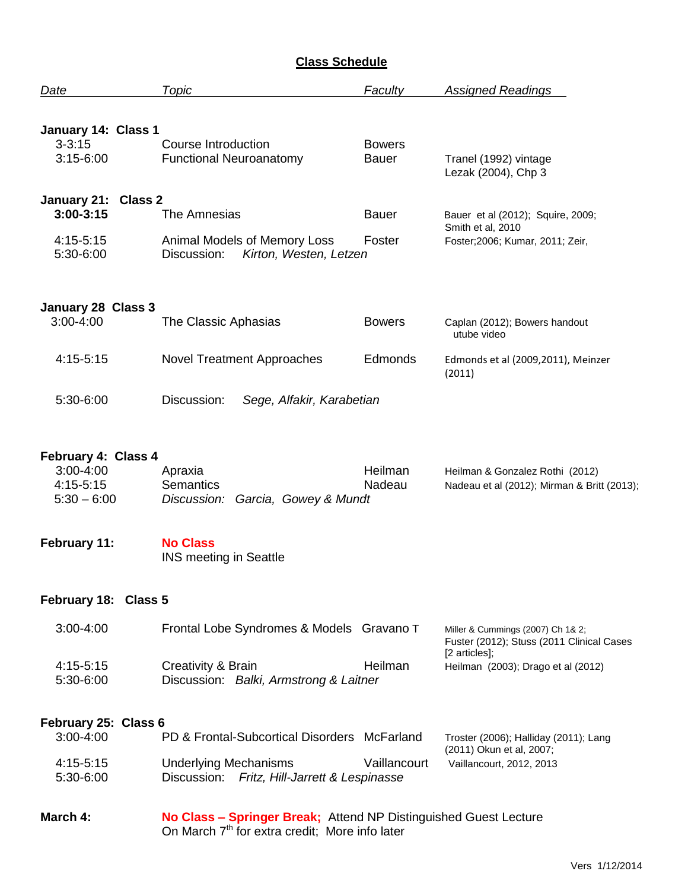## Class Schedule

| *Date* | *Topic* | *Faculty* | *Assigned Readings* |
|---|---|---|---|
| **January 14: Class 1** | | | |
| 3-3:15 | Course Introduction | Bowers | |
| 3:15-6:00 | Functional Neuroanatomy | Bauer | Tranel (1992) vintage Lezak (2004), Chp 3 |
| **January 21: Class 2** | | | |
| **3:00-3:15** | The Amnesias | Bauer | Bauer et al (2012); Squire, 2009; Smith et al, 2010 |
| 4:15-5:15 | Animal Models of Memory Loss | Foster | Foster;2006; Kumar, 2011; Zeir, |
| 5:30-6:00 | Discussion: *Kirton, Westen, Letzen* | | |
| **January 28 Class 3** | | | |
| 3:00-4:00 | The Classic Aphasias | Bowers | Caplan (2012); Bowers handout utube video |
| 4:15-5:15 | Novel Treatment Approaches | Edmonds | Edmonds et al (2009,2011), Meinzer (2011) |
| 5:30-6:00 | Discussion: *Sege, Alfakir, Karabetian* | | |
| **February 4: Class 4** | | | |
| 3:00-4:00 | Apraxia | Heilman | Heilman & Gonzalez Rothi (2012) |
| 4:15-5:15 | Semantics | Nadeau | Nadeau et al (2012); Mirman & Britt (2013); |
| 5:30 – 6:00 | *Discussion: Garcia, Gowey & Mundt* | | |
| **February 11:** | **No Class** INS meeting in Seattle | | |
| **February 18: Class 5** | | | |
| 3:00-4:00 | Frontal Lobe Syndromes & Models | Gravano T | Miller & Cummings (2007) Ch 1& 2; Fuster (2012); Stuss (2011 Clinical Cases [2 articles]; |
| 4:15-5:15 | Creativity & Brain | Heilman | Heilman (2003); Drago et al (2012) |
| 5:30-6:00 | Discussion: *Balki, Armstrong & Laitner* | | |
| **February 25: Class 6** | | | |
| 3:00-4:00 | PD & Frontal-Subcortical Disorders | McFarland | Troster (2006); Halliday (2011); Lang (2011) Okun et al, 2007; |
| 4:15-5:15 | Underlying Mechanisms | Vaillancourt | Vaillancourt, 2012, 2013 |
| 5:30-6:00 | Discussion: *Fritz, Hill-Jarrett & Lespinasse* | | |
| **March 4:** | **No Class – Springer Break;** Attend NP Distinguished Guest Lecture On March 7th for extra credit; More info later | | |

Vers 1/12/2014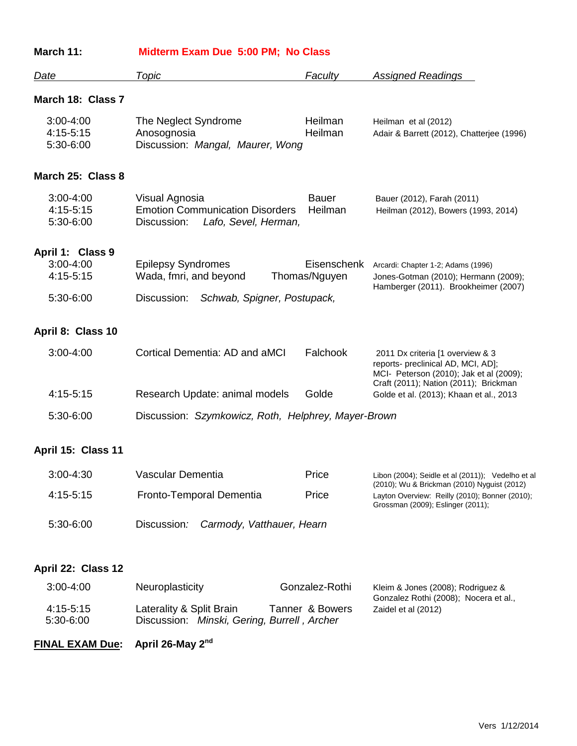**March 11:** **Midterm Exam Due 5:00 PM; No Class**

| *Date* | *Topic* | *Faculty* | *Assigned Readings* |
|---|---|---|---|
| **March 18: Class 7** | | | |
| 3:00-4:00 | The Neglect Syndrome | Heilman | Heilman et al (2012) |
| 4:15-5:15 | Anosognosia | Heilman | Adair & Barrett (2012), Chatterjee (1996) |
| 5:30-6:00 | Discussion: *Mangal, Maurer, Wong* | | |
| **March 25: Class 8** | | | |
| 3:00-4:00 | Visual Agnosia | Bauer | Bauer (2012), Farah (2011) |
| 4:15-5:15 | Emotion Communication Disorders | Heilman | Heilman (2012), Bowers (1993, 2014) |
| 5:30-6:00 | Discussion: *Lafo, Sevel, Herman,* | | |
| **April 1: Class 9** | | | |
| 3:00-4:00 | Epilepsy Syndromes | Eisenschenk | Arcardi: Chapter 1-2; Adams (1996) |
| 4:15-5:15 | Wada, fmri, and beyond | Thomas/Nguyen | Jones-Gotman (2010); Hermann (2009); Hamberger (2011). Brookheimer (2007) |
| 5:30-6:00 | Discussion: *Schwab, Spigner, Postupack,* | | |
| **April 8: Class 10** | | | |
| 3:00-4:00 | Cortical Dementia: AD and aMCI | Falchook | 2011 Dx criteria [1 overview & 3 reports- preclinical AD, MCI, AD]; MCI- Peterson (2010); Jak et al (2009); Craft (2011); Nation (2011); Brickman |
| 4:15-5:15 | Research Update: animal models | Golde | Golde et al. (2013); Khaan et al., 2013 |
| 5:30-6:00 | Discussion: *Szymkowicz, Roth, Helphrey, Mayer-Brown* | | |
| **April 15: Class 11** | | | |
| 3:00-4:30 | Vascular Dementia | Price | Libon (2004); Seidle et al (2011)); Vedelho et al (2010); Wu & Brickman (2010) Nyguist (2012) |
| 4:15-5:15 | Fronto-Temporal Dementia | Price | Layton Overview: Reilly (2010); Bonner (2010); Grossman (2009); Eslinger (2011); |
| 5:30-6:00 | Discussion*:* *Carmody, Vatthauer, Hearn* | | |
| **April 22: Class 12** | | | |
| 3:00-4:00 | Neuroplasticity | Gonzalez-Rothi | Kleim & Jones (2008); Rodriguez & Gonzalez Rothi (2008); Nocera et al., |
| 4:15-5:15 | Laterality & Split Brain | Tanner & Bowers | Zaidel et al (2012) |
| 5:30-6:00 | Discussion: *Minski, Gering, Burrell , Archer* | | |

**FINAL EXAM Due:** **April 26-May 2nd**

Vers 1/12/2014